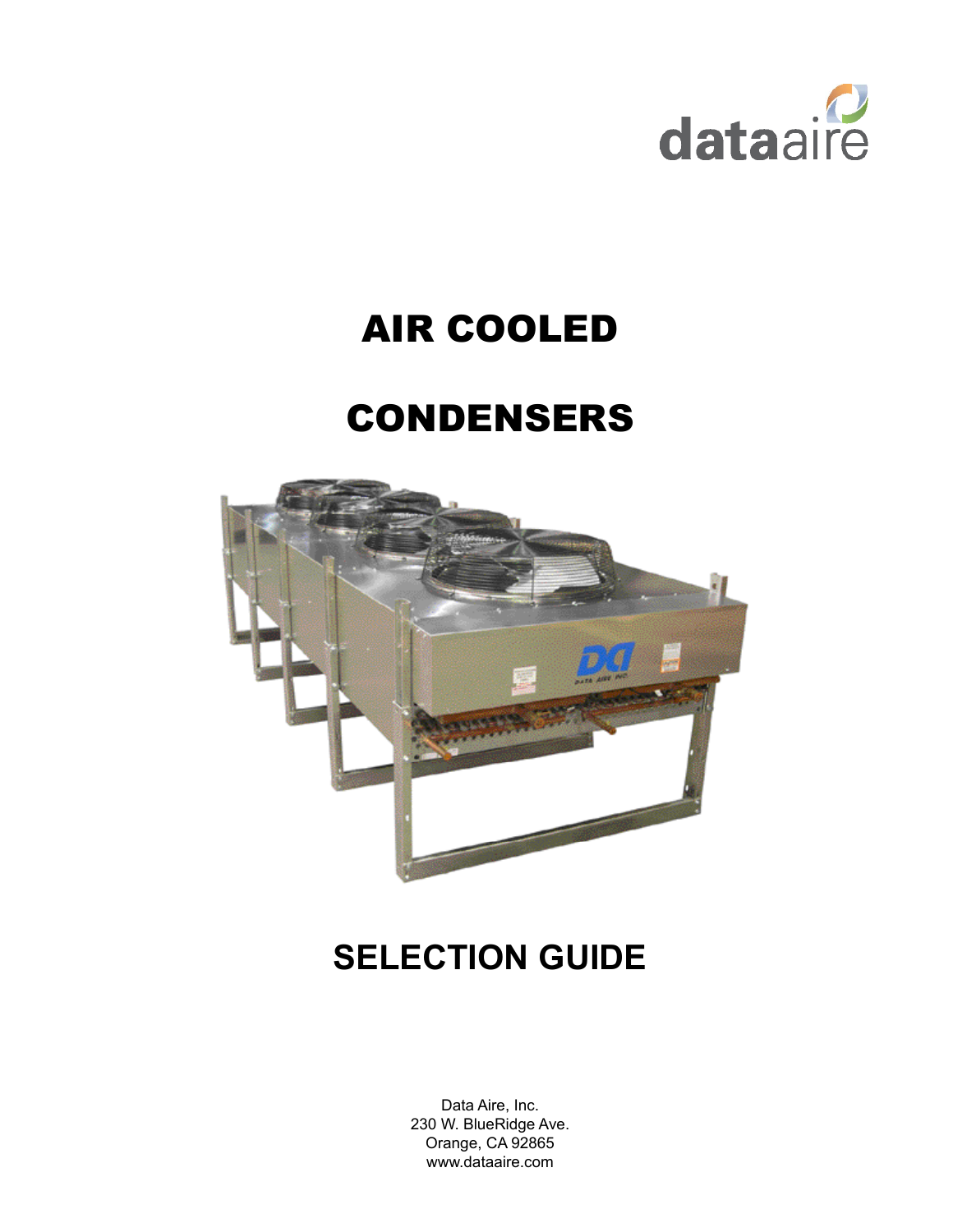dataaire

# AIR COOLED

# CONDENSERS

# SELECTION GUIDE

Data Aire, Inc.
230 W. BlueRidge Ave.
Orange, CA 92865
www.dataaire.com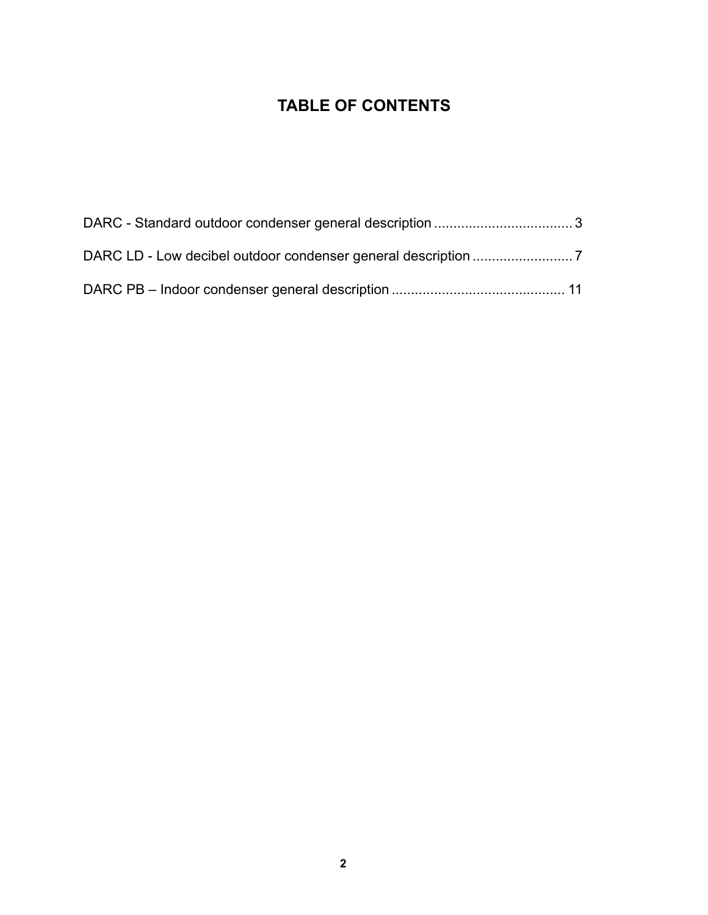# TABLE OF CONTENTS

DARC - Standard outdoor condenser general description .................................... 3

DARC LD - Low decibel outdoor condenser general description .......................... 7

DARC PB – Indoor condenser general description ............................................. 11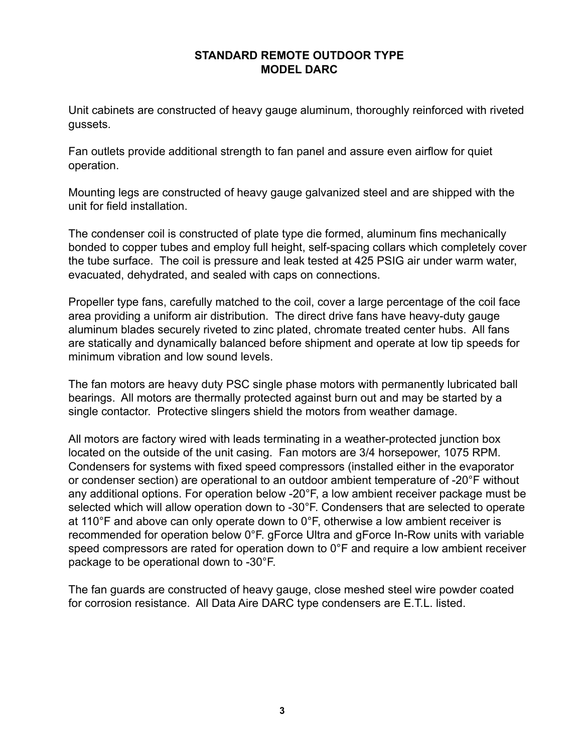# STANDARD REMOTE OUTDOOR TYPE
# MODEL DARC

Unit cabinets are constructed of heavy gauge aluminum, thoroughly reinforced with riveted gussets.

Fan outlets provide additional strength to fan panel and assure even airflow for quiet operation.

Mounting legs are constructed of heavy gauge galvanized steel and are shipped with the unit for field installation.

The condenser coil is constructed of plate type die formed, aluminum fins mechanically bonded to copper tubes and employ full height, self-spacing collars which completely cover the tube surface. The coil is pressure and leak tested at 425 PSIG air under warm water, evacuated, dehydrated, and sealed with caps on connections.

Propeller type fans, carefully matched to the coil, cover a large percentage of the coil face area providing a uniform air distribution. The direct drive fans have heavy-duty gauge aluminum blades securely riveted to zinc plated, chromate treated center hubs. All fans are statically and dynamically balanced before shipment and operate at low tip speeds for minimum vibration and low sound levels.

The fan motors are heavy duty PSC single phase motors with permanently lubricated ball bearings. All motors are thermally protected against burn out and may be started by a single contactor. Protective slingers shield the motors from weather damage.

All motors are factory wired with leads terminating in a weather-protected junction box located on the outside of the unit casing. Fan motors are 3/4 horsepower, 1075 RPM. Condensers for systems with fixed speed compressors (installed either in the evaporator or condenser section) are operational to an outdoor ambient temperature of -20°F without any additional options. For operation below -20°F, a low ambient receiver package must be selected which will allow operation down to -30°F. Condensers that are selected to operate at 110°F and above can only operate down to 0°F, otherwise a low ambient receiver is recommended for operation below 0°F. gForce Ultra and gForce In-Row units with variable speed compressors are rated for operation down to 0°F and require a low ambient receiver package to be operational down to -30°F.

The fan guards are constructed of heavy gauge, close meshed steel wire powder coated for corrosion resistance. All Data Aire DARC type condensers are E.T.L. listed.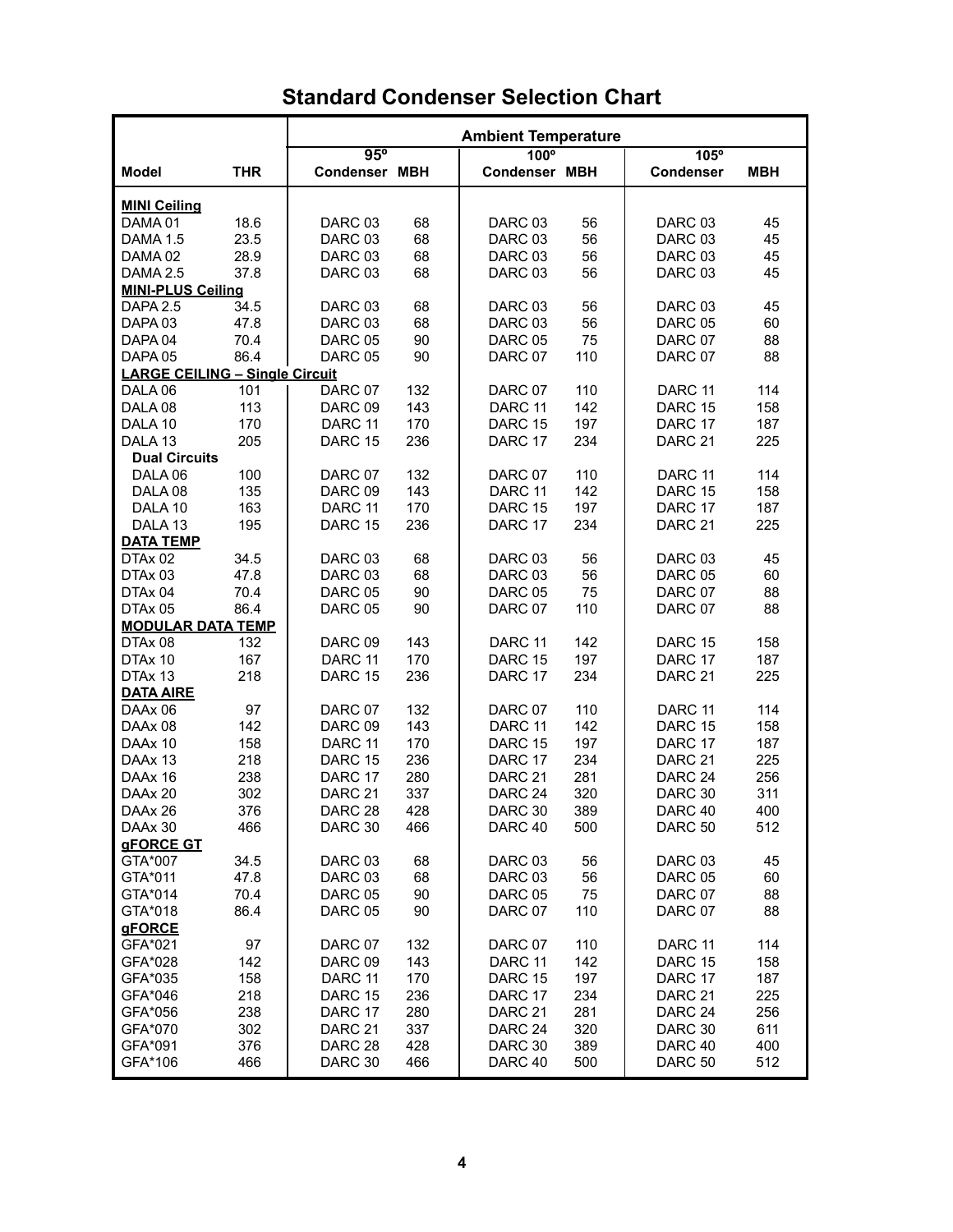# Standard Condenser Selection Chart

| | | Ambient Temperature | | | | | |
|---|---|---|---|---|---|---|---|
| | | 95º | | 100º | | 105º | |
| **Model** | **THR** | **Condenser** | **MBH** | **Condenser** | **MBH** | **Condenser** | **MBH** |
| **MINI Ceiling** | | | | | | | |
| DAMA 01 | 18.6 | DARC 03 | 68 | DARC 03 | 56 | DARC 03 | 45 |
| DAMA 1.5 | 23.5 | DARC 03 | 68 | DARC 03 | 56 | DARC 03 | 45 |
| DAMA 02 | 28.9 | DARC 03 | 68 | DARC 03 | 56 | DARC 03 | 45 |
| DAMA 2.5 | 37.8 | DARC 03 | 68 | DARC 03 | 56 | DARC 03 | 45 |
| **MINI-PLUS Ceiling** | | | | | | | |
| DAPA 2.5 | 34.5 | DARC 03 | 68 | DARC 03 | 56 | DARC 03 | 45 |
| DAPA 03 | 47.8 | DARC 03 | 68 | DARC 03 | 56 | DARC 05 | 60 |
| DAPA 04 | 70.4 | DARC 05 | 90 | DARC 05 | 75 | DARC 07 | 88 |
| DAPA 05 | 86.4 | DARC 05 | 90 | DARC 07 | 110 | DARC 07 | 88 |
| **LARGE CEILING – Single Circuit** | | | | | | | |
| DALA 06 | 101 | DARC 07 | 132 | DARC 07 | 110 | DARC 11 | 114 |
| DALA 08 | 113 | DARC 09 | 143 | DARC 11 | 142 | DARC 15 | 158 |
| DALA 10 | 170 | DARC 11 | 170 | DARC 15 | 197 | DARC 17 | 187 |
| DALA 13 | 205 | DARC 15 | 236 | DARC 17 | 234 | DARC 21 | 225 |
| **Dual Circuits** | | | | | | | |
| DALA 06 | 100 | DARC 07 | 132 | DARC 07 | 110 | DARC 11 | 114 |
| DALA 08 | 135 | DARC 09 | 143 | DARC 11 | 142 | DARC 15 | 158 |
| DALA 10 | 163 | DARC 11 | 170 | DARC 15 | 197 | DARC 17 | 187 |
| DALA 13 | 195 | DARC 15 | 236 | DARC 17 | 234 | DARC 21 | 225 |
| **DATA TEMP** | | | | | | | |
| DTAx 02 | 34.5 | DARC 03 | 68 | DARC 03 | 56 | DARC 03 | 45 |
| DTAx 03 | 47.8 | DARC 03 | 68 | DARC 03 | 56 | DARC 05 | 60 |
| DTAx 04 | 70.4 | DARC 05 | 90 | DARC 05 | 75 | DARC 07 | 88 |
| DTAx 05 | 86.4 | DARC 05 | 90 | DARC 07 | 110 | DARC 07 | 88 |
| **MODULAR DATA TEMP** | | | | | | | |
| DTAx 08 | 132 | DARC 09 | 143 | DARC 11 | 142 | DARC 15 | 158 |
| DTAx 10 | 167 | DARC 11 | 170 | DARC 15 | 197 | DARC 17 | 187 |
| DTAx 13 | 218 | DARC 15 | 236 | DARC 17 | 234 | DARC 21 | 225 |
| **DATA AIRE** | | | | | | | |
| DAAx 06 | 97 | DARC 07 | 132 | DARC 07 | 110 | DARC 11 | 114 |
| DAAx 08 | 142 | DARC 09 | 143 | DARC 11 | 142 | DARC 15 | 158 |
| DAAx 10 | 158 | DARC 11 | 170 | DARC 15 | 197 | DARC 17 | 187 |
| DAAx 13 | 218 | DARC 15 | 236 | DARC 17 | 234 | DARC 21 | 225 |
| DAAx 16 | 238 | DARC 17 | 280 | DARC 21 | 281 | DARC 24 | 256 |
| DAAx 20 | 302 | DARC 21 | 337 | DARC 24 | 320 | DARC 30 | 311 |
| DAAx 26 | 376 | DARC 28 | 428 | DARC 30 | 389 | DARC 40 | 400 |
| DAAx 30 | 466 | DARC 30 | 466 | DARC 40 | 500 | DARC 50 | 512 |
| **gFORCE GT** | | | | | | | |
| GTA*007 | 34.5 | DARC 03 | 68 | DARC 03 | 56 | DARC 03 | 45 |
| GTA*011 | 47.8 | DARC 03 | 68 | DARC 03 | 56 | DARC 05 | 60 |
| GTA*014 | 70.4 | DARC 05 | 90 | DARC 05 | 75 | DARC 07 | 88 |
| GTA*018 | 86.4 | DARC 05 | 90 | DARC 07 | 110 | DARC 07 | 88 |
| **gFORCE** | | | | | | | |
| GFA*021 | 97 | DARC 07 | 132 | DARC 07 | 110 | DARC 11 | 114 |
| GFA*028 | 142 | DARC 09 | 143 | DARC 11 | 142 | DARC 15 | 158 |
| GFA*035 | 158 | DARC 11 | 170 | DARC 15 | 197 | DARC 17 | 187 |
| GFA*046 | 218 | DARC 15 | 236 | DARC 17 | 234 | DARC 21 | 225 |
| GFA*056 | 238 | DARC 17 | 280 | DARC 21 | 281 | DARC 24 | 256 |
| GFA*070 | 302 | DARC 21 | 337 | DARC 24 | 320 | DARC 30 | 611 |
| GFA*091 | 376 | DARC 28 | 428 | DARC 30 | 389 | DARC 40 | 400 |
| GFA*106 | 466 | DARC 30 | 466 | DARC 40 | 500 | DARC 50 | 512 |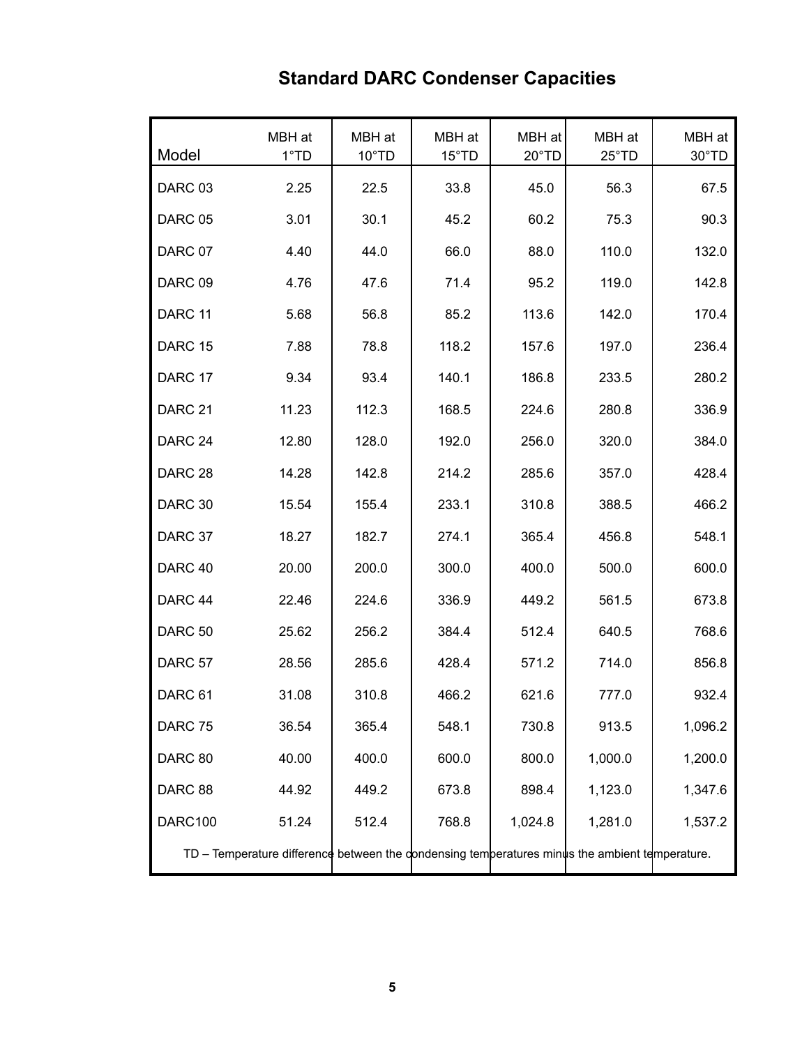# Standard DARC Condenser Capacities

| Model | MBH at 1°TD | MBH at 10°TD | MBH at 15°TD | MBH at 20°TD | MBH at 25°TD | MBH at 30°TD |
|---|---|---|---|---|---|---|
| DARC 03 | 2.25 | 22.5 | 33.8 | 45.0 | 56.3 | 67.5 |
| DARC 05 | 3.01 | 30.1 | 45.2 | 60.2 | 75.3 | 90.3 |
| DARC 07 | 4.40 | 44.0 | 66.0 | 88.0 | 110.0 | 132.0 |
| DARC 09 | 4.76 | 47.6 | 71.4 | 95.2 | 119.0 | 142.8 |
| DARC 11 | 5.68 | 56.8 | 85.2 | 113.6 | 142.0 | 170.4 |
| DARC 15 | 7.88 | 78.8 | 118.2 | 157.6 | 197.0 | 236.4 |
| DARC 17 | 9.34 | 93.4 | 140.1 | 186.8 | 233.5 | 280.2 |
| DARC 21 | 11.23 | 112.3 | 168.5 | 224.6 | 280.8 | 336.9 |
| DARC 24 | 12.80 | 128.0 | 192.0 | 256.0 | 320.0 | 384.0 |
| DARC 28 | 14.28 | 142.8 | 214.2 | 285.6 | 357.0 | 428.4 |
| DARC 30 | 15.54 | 155.4 | 233.1 | 310.8 | 388.5 | 466.2 |
| DARC 37 | 18.27 | 182.7 | 274.1 | 365.4 | 456.8 | 548.1 |
| DARC 40 | 20.00 | 200.0 | 300.0 | 400.0 | 500.0 | 600.0 |
| DARC 44 | 22.46 | 224.6 | 336.9 | 449.2 | 561.5 | 673.8 |
| DARC 50 | 25.62 | 256.2 | 384.4 | 512.4 | 640.5 | 768.6 |
| DARC 57 | 28.56 | 285.6 | 428.4 | 571.2 | 714.0 | 856.8 |
| DARC 61 | 31.08 | 310.8 | 466.2 | 621.6 | 777.0 | 932.4 |
| DARC 75 | 36.54 | 365.4 | 548.1 | 730.8 | 913.5 | 1,096.2 |
| DARC 80 | 40.00 | 400.0 | 600.0 | 800.0 | 1,000.0 | 1,200.0 |
| DARC 88 | 44.92 | 449.2 | 673.8 | 898.4 | 1,123.0 | 1,347.6 |
| DARC100 | 51.24 | 512.4 | 768.8 | 1,024.8 | 1,281.0 | 1,537.2 |

TD – Temperature difference between the condensing temperatures minus the ambient temperature.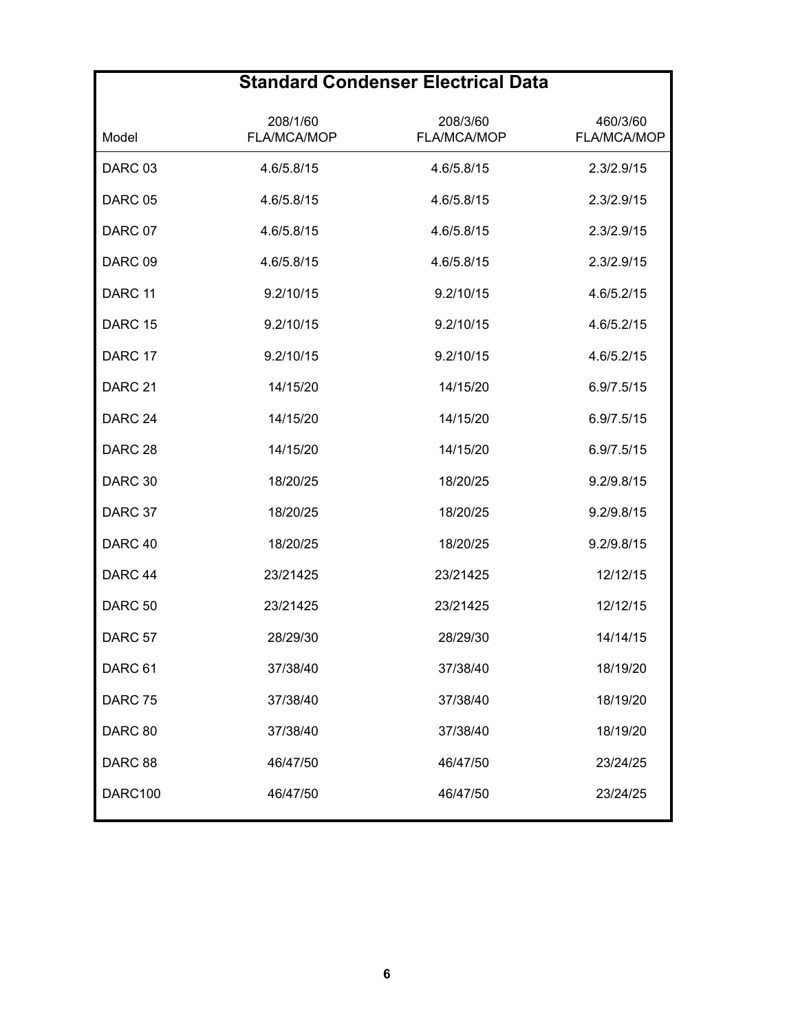## Standard Condenser Electrical Data

| Model | 208/1/60 FLA/MCA/MOP | 208/3/60 FLA/MCA/MOP | 460/3/60 FLA/MCA/MOP |
|---|---|---|---|
| DARC 03 | 4.6/5.8/15 | 4.6/5.8/15 | 2.3/2.9/15 |
| DARC 05 | 4.6/5.8/15 | 4.6/5.8/15 | 2.3/2.9/15 |
| DARC 07 | 4.6/5.8/15 | 4.6/5.8/15 | 2.3/2.9/15 |
| DARC 09 | 4.6/5.8/15 | 4.6/5.8/15 | 2.3/2.9/15 |
| DARC 11 | 9.2/10/15 | 9.2/10/15 | 4.6/5.2/15 |
| DARC 15 | 9.2/10/15 | 9.2/10/15 | 4.6/5.2/15 |
| DARC 17 | 9.2/10/15 | 9.2/10/15 | 4.6/5.2/15 |
| DARC 21 | 14/15/20 | 14/15/20 | 6.9/7.5/15 |
| DARC 24 | 14/15/20 | 14/15/20 | 6.9/7.5/15 |
| DARC 28 | 14/15/20 | 14/15/20 | 6.9/7.5/15 |
| DARC 30 | 18/20/25 | 18/20/25 | 9.2/9.8/15 |
| DARC 37 | 18/20/25 | 18/20/25 | 9.2/9.8/15 |
| DARC 40 | 18/20/25 | 18/20/25 | 9.2/9.8/15 |
| DARC 44 | 23/21425 | 23/21425 | 12/12/15 |
| DARC 50 | 23/21425 | 23/21425 | 12/12/15 |
| DARC 57 | 28/29/30 | 28/29/30 | 14/14/15 |
| DARC 61 | 37/38/40 | 37/38/40 | 18/19/20 |
| DARC 75 | 37/38/40 | 37/38/40 | 18/19/20 |
| DARC 80 | 37/38/40 | 37/38/40 | 18/19/20 |
| DARC 88 | 46/47/50 | 46/47/50 | 23/24/25 |
| DARC100 | 46/47/50 | 46/47/50 | 23/24/25 |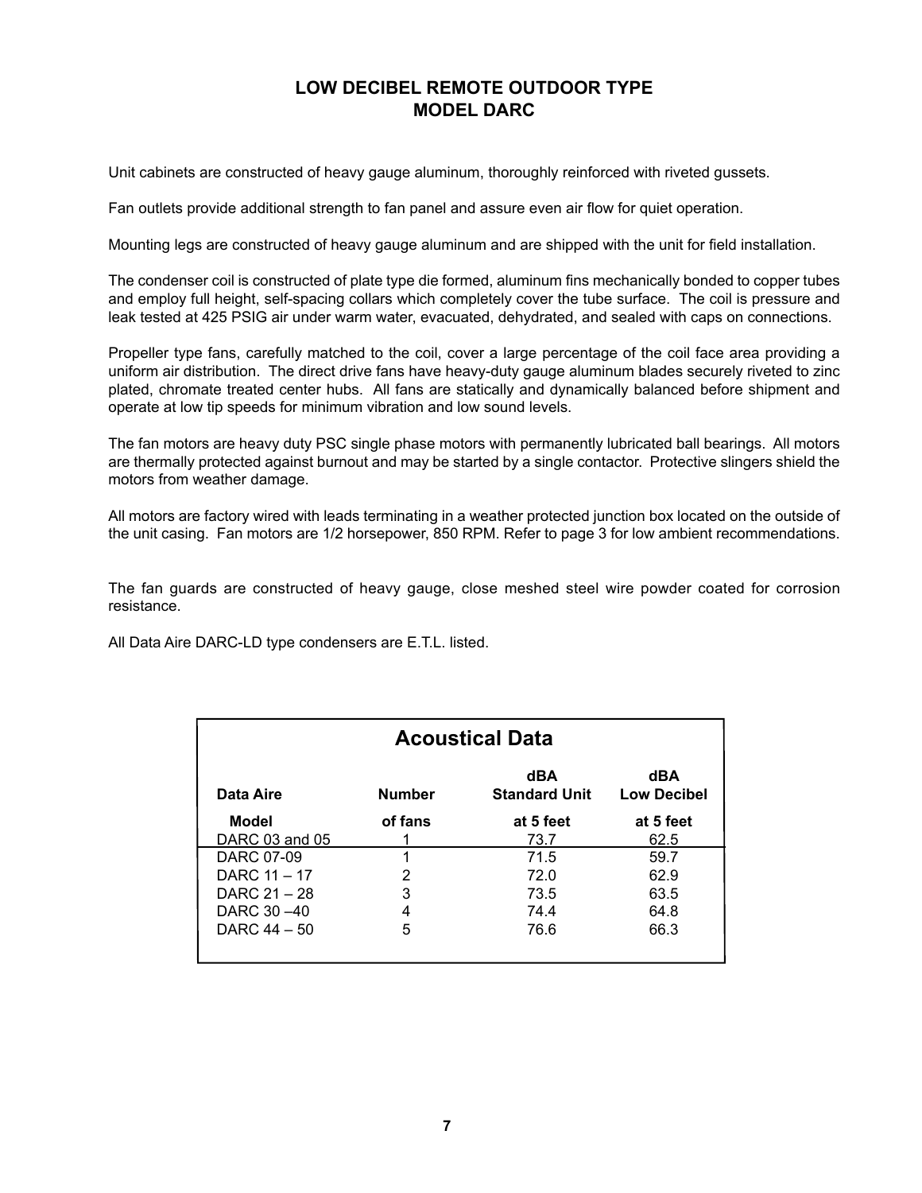# LOW DECIBEL REMOTE OUTDOOR TYPE
# MODEL DARC

Unit cabinets are constructed of heavy gauge aluminum, thoroughly reinforced with riveted gussets.

Fan outlets provide additional strength to fan panel and assure even air flow for quiet operation.

Mounting legs are constructed of heavy gauge aluminum and are shipped with the unit for field installation.

The condenser coil is constructed of plate type die formed, aluminum fins mechanically bonded to copper tubes and employ full height, self-spacing collars which completely cover the tube surface. The coil is pressure and leak tested at 425 PSIG air under warm water, evacuated, dehydrated, and sealed with caps on connections.

Propeller type fans, carefully matched to the coil, cover a large percentage of the coil face area providing a uniform air distribution. The direct drive fans have heavy-duty gauge aluminum blades securely riveted to zinc plated, chromate treated center hubs. All fans are statically and dynamically balanced before shipment and operate at low tip speeds for minimum vibration and low sound levels.

The fan motors are heavy duty PSC single phase motors with permanently lubricated ball bearings. All motors are thermally protected against burnout and may be started by a single contactor. Protective slingers shield the motors from weather damage.

All motors are factory wired with leads terminating in a weather protected junction box located on the outside of the unit casing. Fan motors are 1/2 horsepower, 850 RPM. Refer to page 3 for low ambient recommendations.

The fan guards are constructed of heavy gauge, close meshed steel wire powder coated for corrosion resistance.

All Data Aire DARC-LD type condensers are E.T.L. listed.

## Acoustical Data

| Data Aire Model | Number of fans | dBA Standard Unit at 5 feet | dBA Low Decibel at 5 feet |
|---|---|---|---|
| DARC 03 and 05 | 1 | 73.7 | 62.5 |
| DARC 07-09 | 1 | 71.5 | 59.7 |
| DARC 11 – 17 | 2 | 72.0 | 62.9 |
| DARC 21 – 28 | 3 | 73.5 | 63.5 |
| DARC 30 –40 | 4 | 74.4 | 64.8 |
| DARC 44 – 50 | 5 | 76.6 | 66.3 |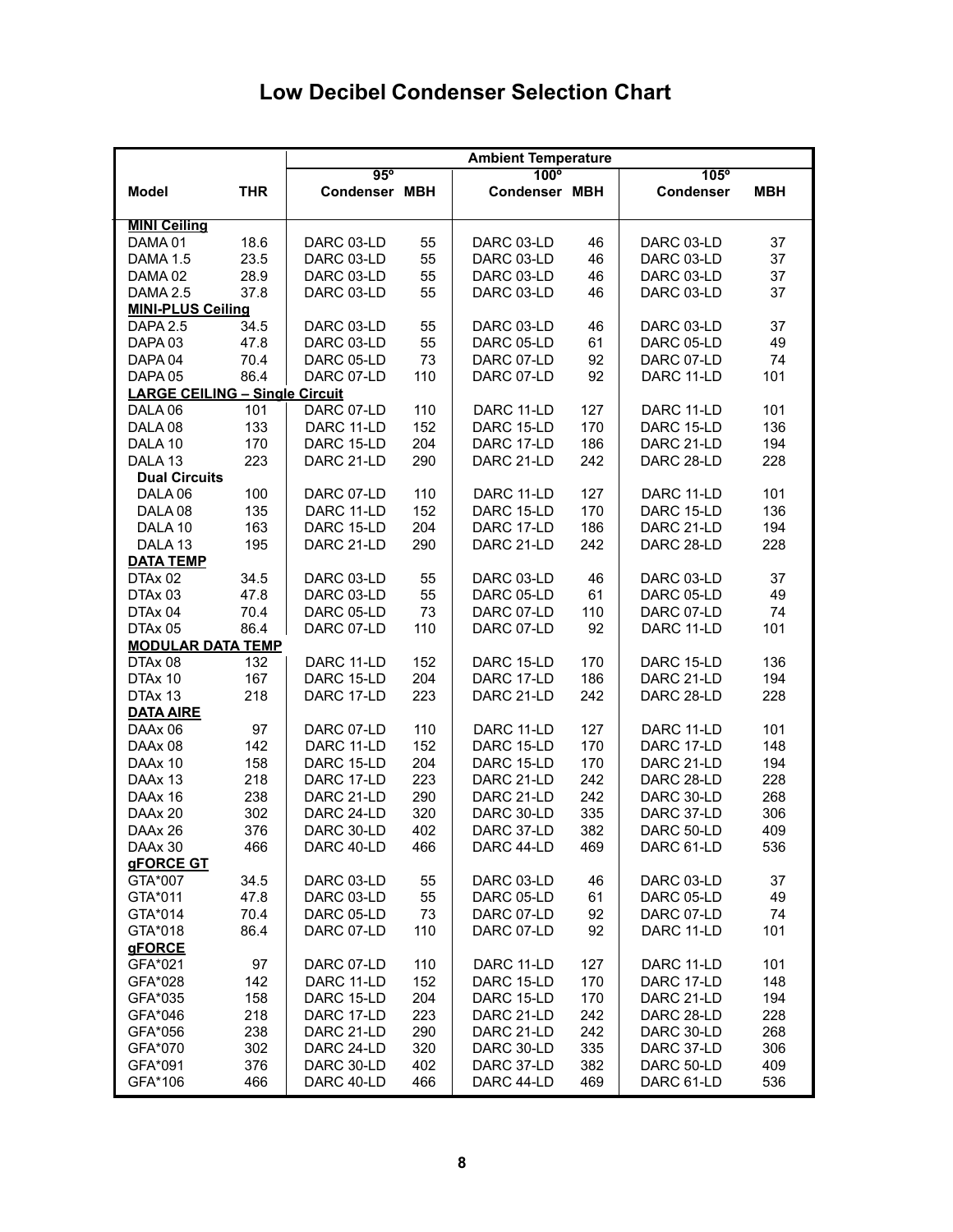# Low Decibel Condenser Selection Chart

| | | Ambient Temperature | | | | | |
|---|---|---|---|---|---|---|---|
| | | 95º | | 100º | | 105º | |
| Model | THR | Condenser | MBH | Condenser | MBH | Condenser | MBH |
| **MINI Ceiling** | | | | | | | |
| DAMA 01 | 18.6 | DARC 03-LD | 55 | DARC 03-LD | 46 | DARC 03-LD | 37 |
| DAMA 1.5 | 23.5 | DARC 03-LD | 55 | DARC 03-LD | 46 | DARC 03-LD | 37 |
| DAMA 02 | 28.9 | DARC 03-LD | 55 | DARC 03-LD | 46 | DARC 03-LD | 37 |
| DAMA 2.5 | 37.8 | DARC 03-LD | 55 | DARC 03-LD | 46 | DARC 03-LD | 37 |
| **MINI-PLUS Ceiling** | | | | | | | |
| DAPA 2.5 | 34.5 | DARC 03-LD | 55 | DARC 03-LD | 46 | DARC 03-LD | 37 |
| DAPA 03 | 47.8 | DARC 03-LD | 55 | DARC 05-LD | 61 | DARC 05-LD | 49 |
| DAPA 04 | 70.4 | DARC 05-LD | 73 | DARC 07-LD | 92 | DARC 07-LD | 74 |
| DAPA 05 | 86.4 | DARC 07-LD | 110 | DARC 07-LD | 92 | DARC 11-LD | 101 |
| **LARGE CEILING – Single Circuit** | | | | | | | |
| DALA 06 | 101 | DARC 07-LD | 110 | DARC 11-LD | 127 | DARC 11-LD | 101 |
| DALA 08 | 133 | DARC 11-LD | 152 | DARC 15-LD | 170 | DARC 15-LD | 136 |
| DALA 10 | 170 | DARC 15-LD | 204 | DARC 17-LD | 186 | DARC 21-LD | 194 |
| DALA 13 | 223 | DARC 21-LD | 290 | DARC 21-LD | 242 | DARC 28-LD | 228 |
| **Dual Circuits** | | | | | | | |
| DALA 06 | 100 | DARC 07-LD | 110 | DARC 11-LD | 127 | DARC 11-LD | 101 |
| DALA 08 | 135 | DARC 11-LD | 152 | DARC 15-LD | 170 | DARC 15-LD | 136 |
| DALA 10 | 163 | DARC 15-LD | 204 | DARC 17-LD | 186 | DARC 21-LD | 194 |
| DALA 13 | 195 | DARC 21-LD | 290 | DARC 21-LD | 242 | DARC 28-LD | 228 |
| **DATA TEMP** | | | | | | | |
| DTAx 02 | 34.5 | DARC 03-LD | 55 | DARC 03-LD | 46 | DARC 03-LD | 37 |
| DTAx 03 | 47.8 | DARC 03-LD | 55 | DARC 05-LD | 61 | DARC 05-LD | 49 |
| DTAx 04 | 70.4 | DARC 05-LD | 73 | DARC 07-LD | 110 | DARC 07-LD | 74 |
| DTAx 05 | 86.4 | DARC 07-LD | 110 | DARC 07-LD | 92 | DARC 11-LD | 101 |
| **MODULAR DATA TEMP** | | | | | | | |
| DTAx 08 | 132 | DARC 11-LD | 152 | DARC 15-LD | 170 | DARC 15-LD | 136 |
| DTAx 10 | 167 | DARC 15-LD | 204 | DARC 17-LD | 186 | DARC 21-LD | 194 |
| DTAx 13 | 218 | DARC 17-LD | 223 | DARC 21-LD | 242 | DARC 28-LD | 228 |
| **DATA AIRE** | | | | | | | |
| DAAx 06 | 97 | DARC 07-LD | 110 | DARC 11-LD | 127 | DARC 11-LD | 101 |
| DAAx 08 | 142 | DARC 11-LD | 152 | DARC 15-LD | 170 | DARC 17-LD | 148 |
| DAAx 10 | 158 | DARC 15-LD | 204 | DARC 15-LD | 170 | DARC 21-LD | 194 |
| DAAx 13 | 218 | DARC 17-LD | 223 | DARC 21-LD | 242 | DARC 28-LD | 228 |
| DAAx 16 | 238 | DARC 21-LD | 290 | DARC 21-LD | 242 | DARC 30-LD | 268 |
| DAAx 20 | 302 | DARC 24-LD | 320 | DARC 30-LD | 335 | DARC 37-LD | 306 |
| DAAx 26 | 376 | DARC 30-LD | 402 | DARC 37-LD | 382 | DARC 50-LD | 409 |
| DAAx 30 | 466 | DARC 40-LD | 466 | DARC 44-LD | 469 | DARC 61-LD | 536 |
| **gFORCE GT** | | | | | | | |
| GTA*007 | 34.5 | DARC 03-LD | 55 | DARC 03-LD | 46 | DARC 03-LD | 37 |
| GTA*011 | 47.8 | DARC 03-LD | 55 | DARC 05-LD | 61 | DARC 05-LD | 49 |
| GTA*014 | 70.4 | DARC 05-LD | 73 | DARC 07-LD | 92 | DARC 07-LD | 74 |
| GTA*018 | 86.4 | DARC 07-LD | 110 | DARC 07-LD | 92 | DARC 11-LD | 101 |
| **gFORCE** | | | | | | | |
| GFA*021 | 97 | DARC 07-LD | 110 | DARC 11-LD | 127 | DARC 11-LD | 101 |
| GFA*028 | 142 | DARC 11-LD | 152 | DARC 15-LD | 170 | DARC 17-LD | 148 |
| GFA*035 | 158 | DARC 15-LD | 204 | DARC 15-LD | 170 | DARC 21-LD | 194 |
| GFA*046 | 218 | DARC 17-LD | 223 | DARC 21-LD | 242 | DARC 28-LD | 228 |
| GFA*056 | 238 | DARC 21-LD | 290 | DARC 21-LD | 242 | DARC 30-LD | 268 |
| GFA*070 | 302 | DARC 24-LD | 320 | DARC 30-LD | 335 | DARC 37-LD | 306 |
| GFA*091 | 376 | DARC 30-LD | 402 | DARC 37-LD | 382 | DARC 50-LD | 409 |
| GFA*106 | 466 | DARC 40-LD | 466 | DARC 44-LD | 469 | DARC 61-LD | 536 |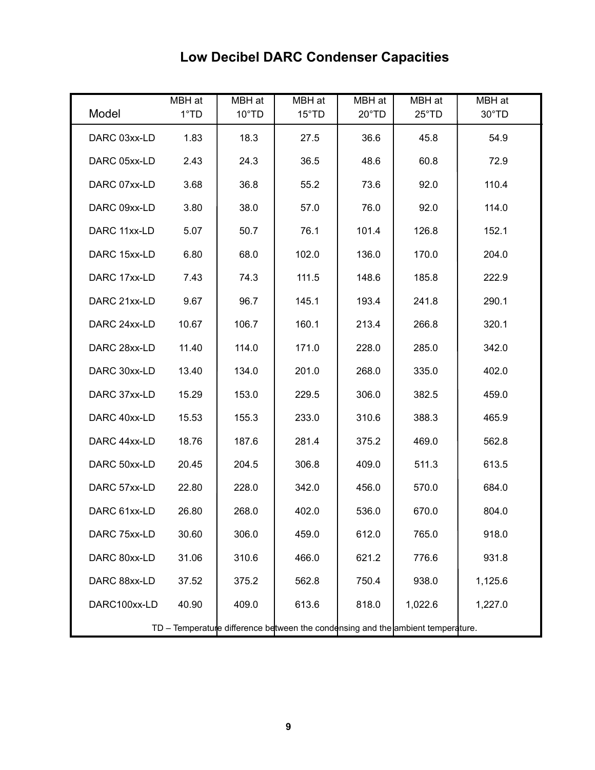# Low Decibel DARC Condenser Capacities

| Model | MBH at 1°TD | MBH at 10°TD | MBH at 15°TD | MBH at 20°TD | MBH at 25°TD | MBH at 30°TD |
|---|---|---|---|---|---|---|
| DARC 03xx-LD | 1.83 | 18.3 | 27.5 | 36.6 | 45.8 | 54.9 |
| DARC 05xx-LD | 2.43 | 24.3 | 36.5 | 48.6 | 60.8 | 72.9 |
| DARC 07xx-LD | 3.68 | 36.8 | 55.2 | 73.6 | 92.0 | 110.4 |
| DARC 09xx-LD | 3.80 | 38.0 | 57.0 | 76.0 | 92.0 | 114.0 |
| DARC 11xx-LD | 5.07 | 50.7 | 76.1 | 101.4 | 126.8 | 152.1 |
| DARC 15xx-LD | 6.80 | 68.0 | 102.0 | 136.0 | 170.0 | 204.0 |
| DARC 17xx-LD | 7.43 | 74.3 | 111.5 | 148.6 | 185.8 | 222.9 |
| DARC 21xx-LD | 9.67 | 96.7 | 145.1 | 193.4 | 241.8 | 290.1 |
| DARC 24xx-LD | 10.67 | 106.7 | 160.1 | 213.4 | 266.8 | 320.1 |
| DARC 28xx-LD | 11.40 | 114.0 | 171.0 | 228.0 | 285.0 | 342.0 |
| DARC 30xx-LD | 13.40 | 134.0 | 201.0 | 268.0 | 335.0 | 402.0 |
| DARC 37xx-LD | 15.29 | 153.0 | 229.5 | 306.0 | 382.5 | 459.0 |
| DARC 40xx-LD | 15.53 | 155.3 | 233.0 | 310.6 | 388.3 | 465.9 |
| DARC 44xx-LD | 18.76 | 187.6 | 281.4 | 375.2 | 469.0 | 562.8 |
| DARC 50xx-LD | 20.45 | 204.5 | 306.8 | 409.0 | 511.3 | 613.5 |
| DARC 57xx-LD | 22.80 | 228.0 | 342.0 | 456.0 | 570.0 | 684.0 |
| DARC 61xx-LD | 26.80 | 268.0 | 402.0 | 536.0 | 670.0 | 804.0 |
| DARC 75xx-LD | 30.60 | 306.0 | 459.0 | 612.0 | 765.0 | 918.0 |
| DARC 80xx-LD | 31.06 | 310.6 | 466.0 | 621.2 | 776.6 | 931.8 |
| DARC 88xx-LD | 37.52 | 375.2 | 562.8 | 750.4 | 938.0 | 1,125.6 |
| DARC100xx-LD | 40.90 | 409.0 | 613.6 | 818.0 | 1,022.6 | 1,227.0 |

TD – Temperature difference between the condensing and the ambient temperature.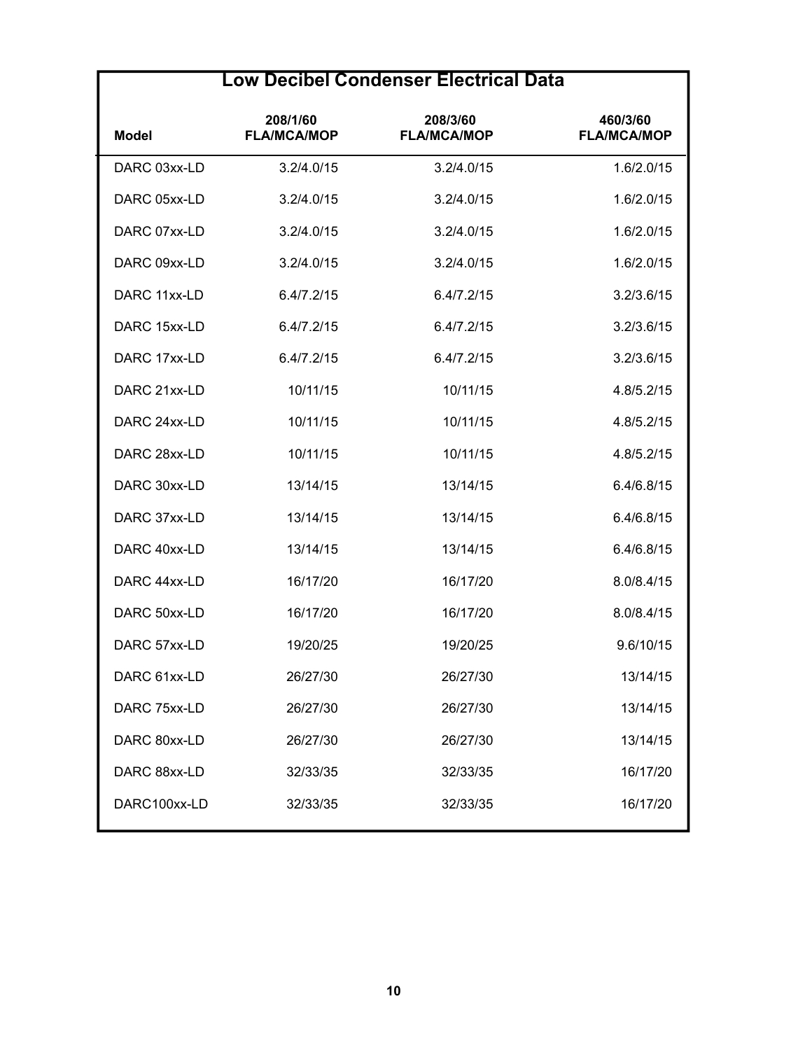## Low Decibel Condenser Electrical Data

| Model | 208/1/60 FLA/MCA/MOP | 208/3/60 FLA/MCA/MOP | 460/3/60 FLA/MCA/MOP |
|---|---|---|---|
| DARC 03xx-LD | 3.2/4.0/15 | 3.2/4.0/15 | 1.6/2.0/15 |
| DARC 05xx-LD | 3.2/4.0/15 | 3.2/4.0/15 | 1.6/2.0/15 |
| DARC 07xx-LD | 3.2/4.0/15 | 3.2/4.0/15 | 1.6/2.0/15 |
| DARC 09xx-LD | 3.2/4.0/15 | 3.2/4.0/15 | 1.6/2.0/15 |
| DARC 11xx-LD | 6.4/7.2/15 | 6.4/7.2/15 | 3.2/3.6/15 |
| DARC 15xx-LD | 6.4/7.2/15 | 6.4/7.2/15 | 3.2/3.6/15 |
| DARC 17xx-LD | 6.4/7.2/15 | 6.4/7.2/15 | 3.2/3.6/15 |
| DARC 21xx-LD | 10/11/15 | 10/11/15 | 4.8/5.2/15 |
| DARC 24xx-LD | 10/11/15 | 10/11/15 | 4.8/5.2/15 |
| DARC 28xx-LD | 10/11/15 | 10/11/15 | 4.8/5.2/15 |
| DARC 30xx-LD | 13/14/15 | 13/14/15 | 6.4/6.8/15 |
| DARC 37xx-LD | 13/14/15 | 13/14/15 | 6.4/6.8/15 |
| DARC 40xx-LD | 13/14/15 | 13/14/15 | 6.4/6.8/15 |
| DARC 44xx-LD | 16/17/20 | 16/17/20 | 8.0/8.4/15 |
| DARC 50xx-LD | 16/17/20 | 16/17/20 | 8.0/8.4/15 |
| DARC 57xx-LD | 19/20/25 | 19/20/25 | 9.6/10/15 |
| DARC 61xx-LD | 26/27/30 | 26/27/30 | 13/14/15 |
| DARC 75xx-LD | 26/27/30 | 26/27/30 | 13/14/15 |
| DARC 80xx-LD | 26/27/30 | 26/27/30 | 13/14/15 |
| DARC 88xx-LD | 32/33/35 | 32/33/35 | 16/17/20 |
| DARC100xx-LD | 32/33/35 | 32/33/35 | 16/17/20 |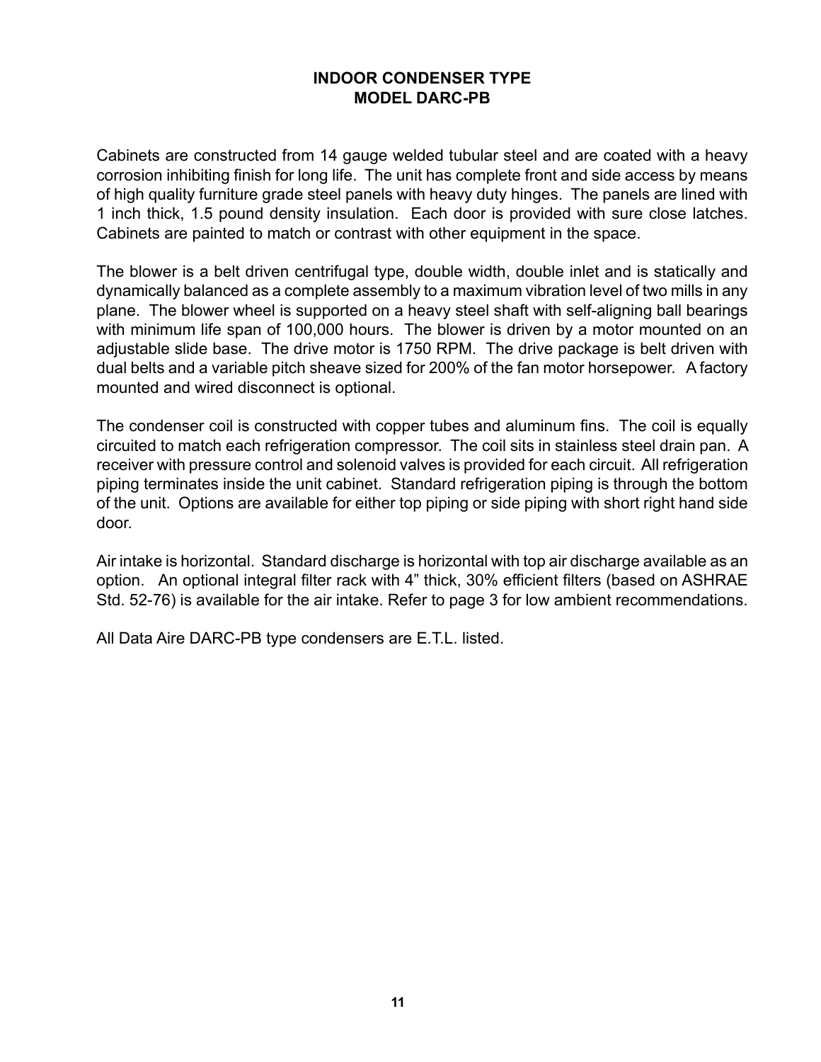# INDOOR CONDENSER TYPE
# MODEL DARC-PB

Cabinets are constructed from 14 gauge welded tubular steel and are coated with a heavy corrosion inhibiting finish for long life. The unit has complete front and side access by means of high quality furniture grade steel panels with heavy duty hinges. The panels are lined with 1 inch thick, 1.5 pound density insulation. Each door is provided with sure close latches. Cabinets are painted to match or contrast with other equipment in the space.

The blower is a belt driven centrifugal type, double width, double inlet and is statically and dynamically balanced as a complete assembly to a maximum vibration level of two mills in any plane. The blower wheel is supported on a heavy steel shaft with self-aligning ball bearings with minimum life span of 100,000 hours. The blower is driven by a motor mounted on an adjustable slide base. The drive motor is 1750 RPM. The drive package is belt driven with dual belts and a variable pitch sheave sized for 200% of the fan motor horsepower. A factory mounted and wired disconnect is optional.

The condenser coil is constructed with copper tubes and aluminum fins. The coil is equally circuited to match each refrigeration compressor. The coil sits in stainless steel drain pan. A receiver with pressure control and solenoid valves is provided for each circuit. All refrigeration piping terminates inside the unit cabinet. Standard refrigeration piping is through the bottom of the unit. Options are available for either top piping or side piping with short right hand side door.

Air intake is horizontal. Standard discharge is horizontal with top air discharge available as an option. An optional integral filter rack with 4" thick, 30% efficient filters (based on ASHRAE Std. 52-76) is available for the air intake. Refer to page 3 for low ambient recommendations.

All Data Aire DARC-PB type condensers are E.T.L. listed.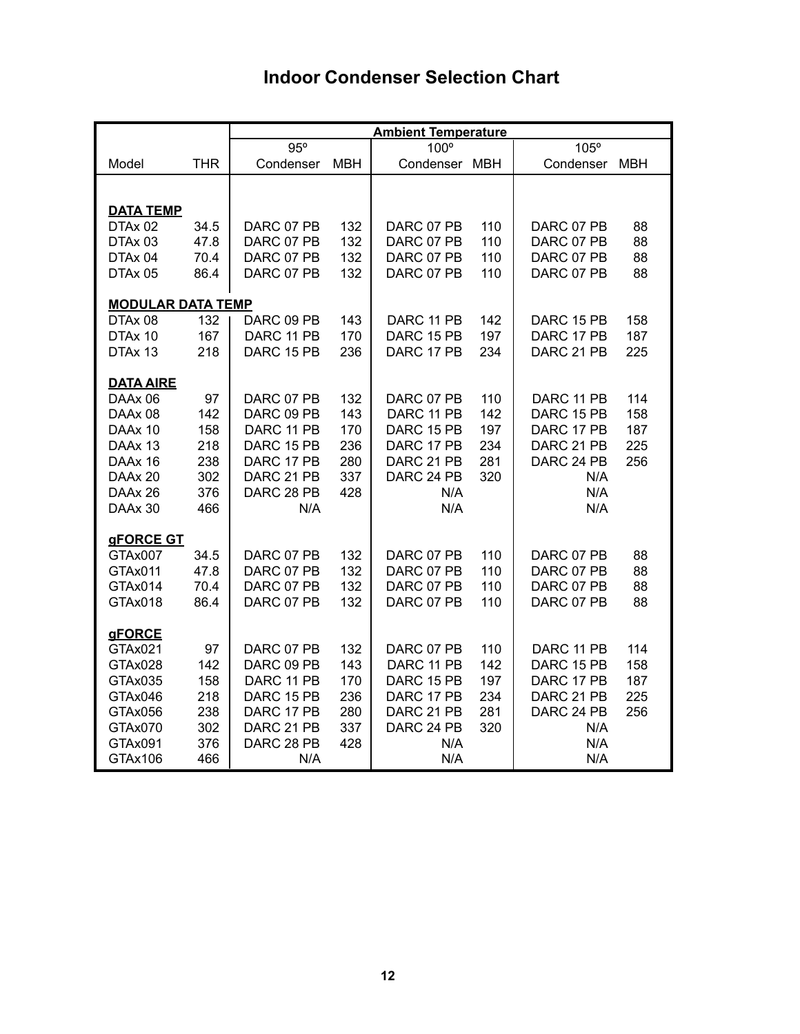# Indoor Condenser Selection Chart

| | | Ambient Temperature | | | | | |
|---|---|---|---|---|---|---|---|
| | | 95º | | 100º | | 105º | |
| Model | THR | Condenser | MBH | Condenser | MBH | Condenser | MBH |
| **DATA TEMP** | | | | | | | |
| DTAx 02 | 34.5 | DARC 07 PB | 132 | DARC 07 PB | 110 | DARC 07 PB | 88 |
| DTAx 03 | 47.8 | DARC 07 PB | 132 | DARC 07 PB | 110 | DARC 07 PB | 88 |
| DTAx 04 | 70.4 | DARC 07 PB | 132 | DARC 07 PB | 110 | DARC 07 PB | 88 |
| DTAx 05 | 86.4 | DARC 07 PB | 132 | DARC 07 PB | 110 | DARC 07 PB | 88 |
| **MODULAR DATA TEMP** | | | | | | | |
| DTAx 08 | 132 | DARC 09 PB | 143 | DARC 11 PB | 142 | DARC 15 PB | 158 |
| DTAx 10 | 167 | DARC 11 PB | 170 | DARC 15 PB | 197 | DARC 17 PB | 187 |
| DTAx 13 | 218 | DARC 15 PB | 236 | DARC 17 PB | 234 | DARC 21 PB | 225 |
| **DATA AIRE** | | | | | | | |
| DAAx 06 | 97 | DARC 07 PB | 132 | DARC 07 PB | 110 | DARC 11 PB | 114 |
| DAAx 08 | 142 | DARC 09 PB | 143 | DARC 11 PB | 142 | DARC 15 PB | 158 |
| DAAx 10 | 158 | DARC 11 PB | 170 | DARC 15 PB | 197 | DARC 17 PB | 187 |
| DAAx 13 | 218 | DARC 15 PB | 236 | DARC 17 PB | 234 | DARC 21 PB | 225 |
| DAAx 16 | 238 | DARC 17 PB | 280 | DARC 21 PB | 281 | DARC 24 PB | 256 |
| DAAx 20 | 302 | DARC 21 PB | 337 | DARC 24 PB | 320 | N/A | |
| DAAx 26 | 376 | DARC 28 PB | 428 | N/A | | N/A | |
| DAAx 30 | 466 | N/A | | N/A | | N/A | |
| **gFORCE GT** | | | | | | | |
| GTAx007 | 34.5 | DARC 07 PB | 132 | DARC 07 PB | 110 | DARC 07 PB | 88 |
| GTAx011 | 47.8 | DARC 07 PB | 132 | DARC 07 PB | 110 | DARC 07 PB | 88 |
| GTAx014 | 70.4 | DARC 07 PB | 132 | DARC 07 PB | 110 | DARC 07 PB | 88 |
| GTAx018 | 86.4 | DARC 07 PB | 132 | DARC 07 PB | 110 | DARC 07 PB | 88 |
| **gFORCE** | | | | | | | |
| GTAx021 | 97 | DARC 07 PB | 132 | DARC 07 PB | 110 | DARC 11 PB | 114 |
| GTAx028 | 142 | DARC 09 PB | 143 | DARC 11 PB | 142 | DARC 15 PB | 158 |
| GTAx035 | 158 | DARC 11 PB | 170 | DARC 15 PB | 197 | DARC 17 PB | 187 |
| GTAx046 | 218 | DARC 15 PB | 236 | DARC 17 PB | 234 | DARC 21 PB | 225 |
| GTAx056 | 238 | DARC 17 PB | 280 | DARC 21 PB | 281 | DARC 24 PB | 256 |
| GTAx070 | 302 | DARC 21 PB | 337 | DARC 24 PB | 320 | N/A | |
| GTAx091 | 376 | DARC 28 PB | 428 | N/A | | N/A | |
| GTAx106 | 466 | N/A | | N/A | | N/A | |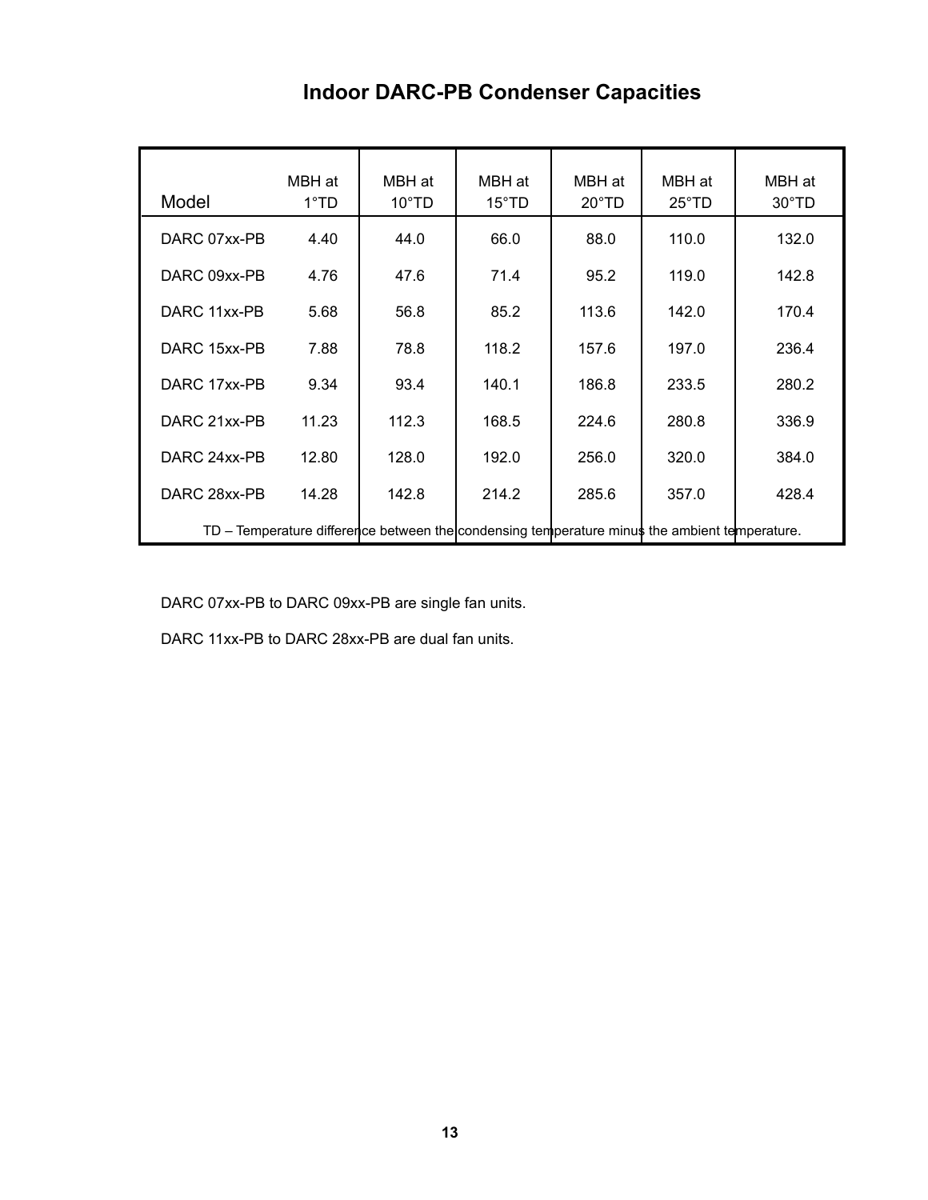# Indoor DARC-PB Condenser Capacities

| Model | MBH at 1°TD | MBH at 10°TD | MBH at 15°TD | MBH at 20°TD | MBH at 25°TD | MBH at 30°TD |
|---|---|---|---|---|---|---|
| DARC 07xx-PB | 4.40 | 44.0 | 66.0 | 88.0 | 110.0 | 132.0 |
| DARC 09xx-PB | 4.76 | 47.6 | 71.4 | 95.2 | 119.0 | 142.8 |
| DARC 11xx-PB | 5.68 | 56.8 | 85.2 | 113.6 | 142.0 | 170.4 |
| DARC 15xx-PB | 7.88 | 78.8 | 118.2 | 157.6 | 197.0 | 236.4 |
| DARC 17xx-PB | 9.34 | 93.4 | 140.1 | 186.8 | 233.5 | 280.2 |
| DARC 21xx-PB | 11.23 | 112.3 | 168.5 | 224.6 | 280.8 | 336.9 |
| DARC 24xx-PB | 12.80 | 128.0 | 192.0 | 256.0 | 320.0 | 384.0 |
| DARC 28xx-PB | 14.28 | 142.8 | 214.2 | 285.6 | 357.0 | 428.4 |

TD – Temperature difference between the condensing temperature minus the ambient temperature.

DARC 07xx-PB to DARC 09xx-PB are single fan units.

DARC 11xx-PB to DARC 28xx-PB are dual fan units.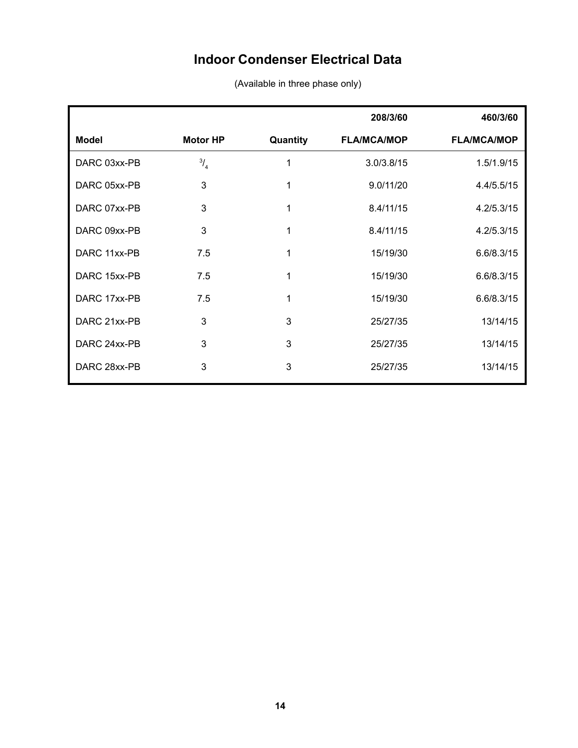# Indoor Condenser Electrical Data

(Available in three phase only)

| | | | 208/3/60 | 460/3/60 |
|---|---|---|---|---|
| **Model** | **Motor HP** | **Quantity** | **FLA/MCA/MOP** | **FLA/MCA/MOP** |
| DARC 03xx-PB | $^{3}/_{4}$ | 1 | 3.0/3.8/15 | 1.5/1.9/15 |
| DARC 05xx-PB | 3 | 1 | 9.0/11/20 | 4.4/5.5/15 |
| DARC 07xx-PB | 3 | 1 | 8.4/11/15 | 4.2/5.3/15 |
| DARC 09xx-PB | 3 | 1 | 8.4/11/15 | 4.2/5.3/15 |
| DARC 11xx-PB | 7.5 | 1 | 15/19/30 | 6.6/8.3/15 |
| DARC 15xx-PB | 7.5 | 1 | 15/19/30 | 6.6/8.3/15 |
| DARC 17xx-PB | 7.5 | 1 | 15/19/30 | 6.6/8.3/15 |
| DARC 21xx-PB | 3 | 3 | 25/27/35 | 13/14/15 |
| DARC 24xx-PB | 3 | 3 | 25/27/35 | 13/14/15 |
| DARC 28xx-PB | 3 | 3 | 25/27/35 | 13/14/15 |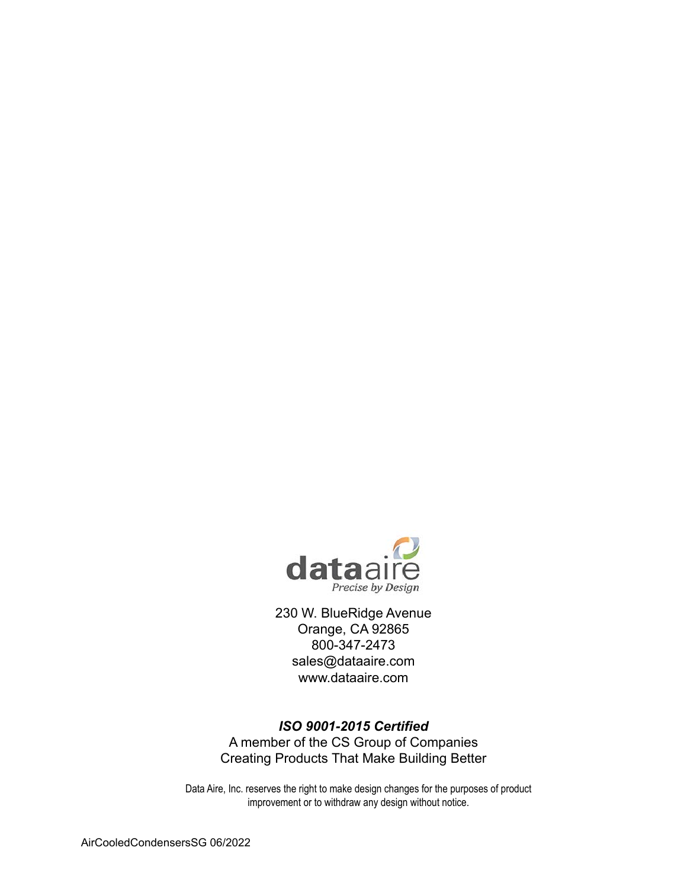dataaire

Precise by Design

230 W. BlueRidge Avenue
Orange, CA 92865
800-347-2473
sales@dataaire.com
www.dataaire.com

***ISO 9001-2015 Certified***

A member of the CS Group of Companies
Creating Products That Make Building Better

Data Aire, Inc. reserves the right to make design changes for the purposes of product improvement or to withdraw any design without notice.

AirCooledCondensersSG 06/2022